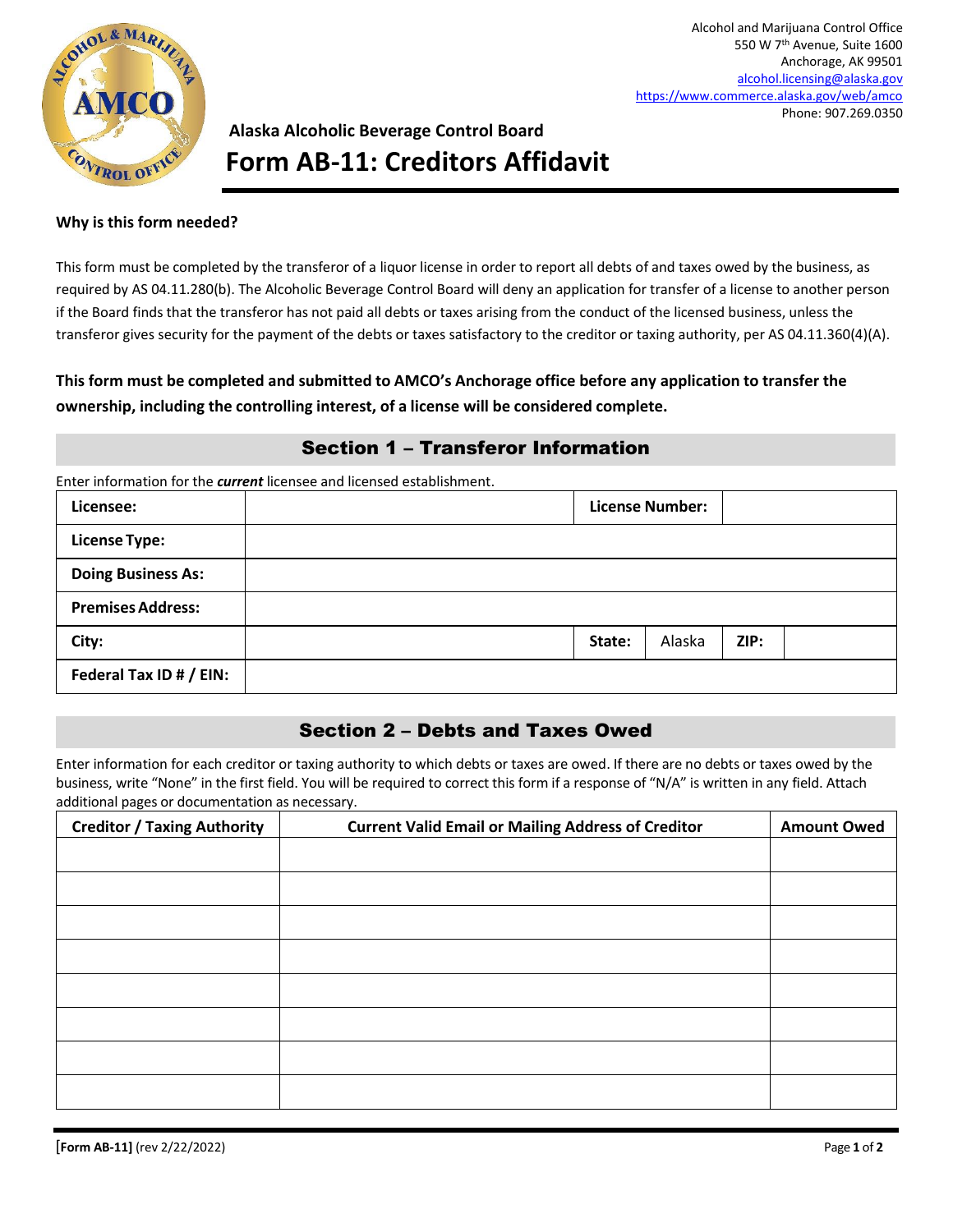Alcohol and Marijuana Control Office
550 W 7th Avenue, Suite 1600
Anchorage, AK 99501
alcohol.licensing@alaska.gov
https://www.commerce.alaska.gov/web/amco
Phone: 907.269.0350

**Alaska Alcoholic Beverage Control Board**

# Form AB-11: Creditors Affidavit

**Why is this form needed?**

This form must be completed by the transferor of a liquor license in order to report all debts of and taxes owed by the business, as required by AS 04.11.280(b). The Alcoholic Beverage Control Board will deny an application for transfer of a license to another person if the Board finds that the transferor has not paid all debts or taxes arising from the conduct of the licensed business, unless the transferor gives security for the payment of the debts or taxes satisfactory to the creditor or taxing authority, per AS 04.11.360(4)(A).

**This form must be completed and submitted to AMCO's Anchorage office before any application to transfer the ownership, including the controlling interest, of a license will be considered complete.**

## Section 1 – Transferor Information

Enter information for the ***current*** licensee and licensed establishment.

| **Licensee:** | | **License Number:** | | | |
|---|---|---|---|---|---|
| **License Type:** | | | | | |
| **Doing Business As:** | | | | | |
| **Premises Address:** | | | | | |
| **City:** | | **State:** | Alaska | **ZIP:** | |
| **Federal Tax ID # / EIN:** | | | | | |

## Section 2 – Debts and Taxes Owed

Enter information for each creditor or taxing authority to which debts or taxes are owed. If there are no debts or taxes owed by the business, write "None" in the first field. You will be required to correct this form if a response of "N/A" is written in any field. Attach additional pages or documentation as necessary.

| Creditor / Taxing Authority | Current Valid Email or Mailing Address of Creditor | Amount Owed |
|---|---|---|
| | | |
| | | |
| | | |
| | | |
| | | |
| | | |
| | | |
| | | |

[Form AB-11] (rev 2/22/2022)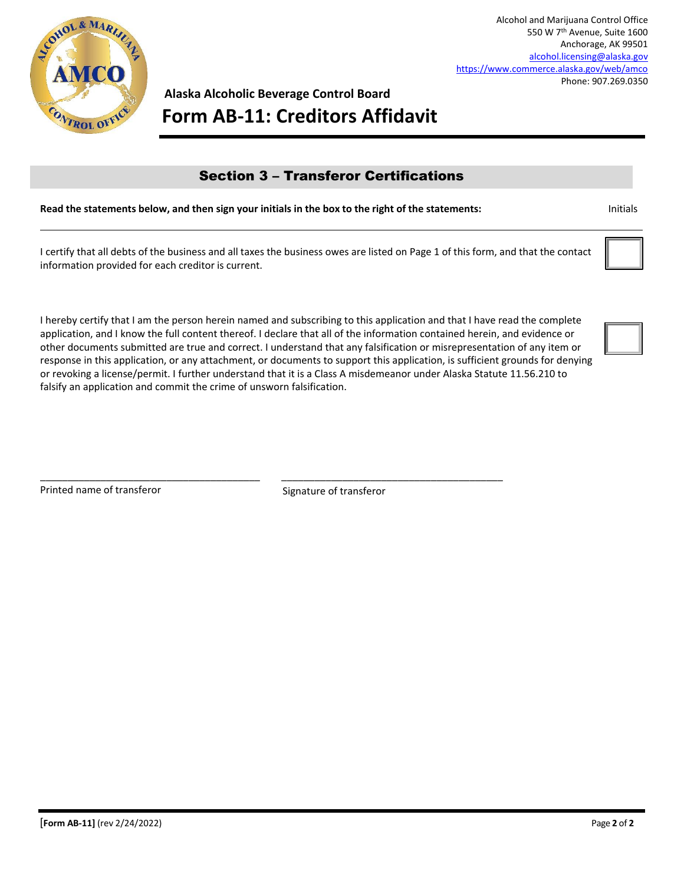Alcohol and Marijuana Control Office
550 W 7th Avenue, Suite 1600
Anchorage, AK 99501
alcohol.licensing@alaska.gov
https://www.commerce.alaska.gov/web/amco
Phone: 907.269.0350

**Alaska Alcoholic Beverage Control Board**

# Form AB-11: Creditors Affidavit

## Section 3 – Transferor Certifications

**Read the statements below, and then sign your initials in the box to the right of the statements:**

| Statement | Initials |
| --- | --- |
| I certify that all debts of the business and all taxes the business owes are listed on Page 1 of this form, and that the contact information provided for each creditor is current. | |
| I hereby certify that I am the person herein named and subscribing to this application and that I have read the complete application, and I know the full content thereof. I declare that all of the information contained herein, and evidence or other documents submitted are true and correct. I understand that any falsification or misrepresentation of any item or response in this application, or any attachment, or documents to support this application, is sufficient grounds for denying or revoking a license/permit. I further understand that it is a Class A misdemeanor under Alaska Statute 11.56.210 to falsify an application and commit the crime of unsworn falsification. | |

_________________________________________
Printed name of transferor

_________________________________________
Signature of transferor